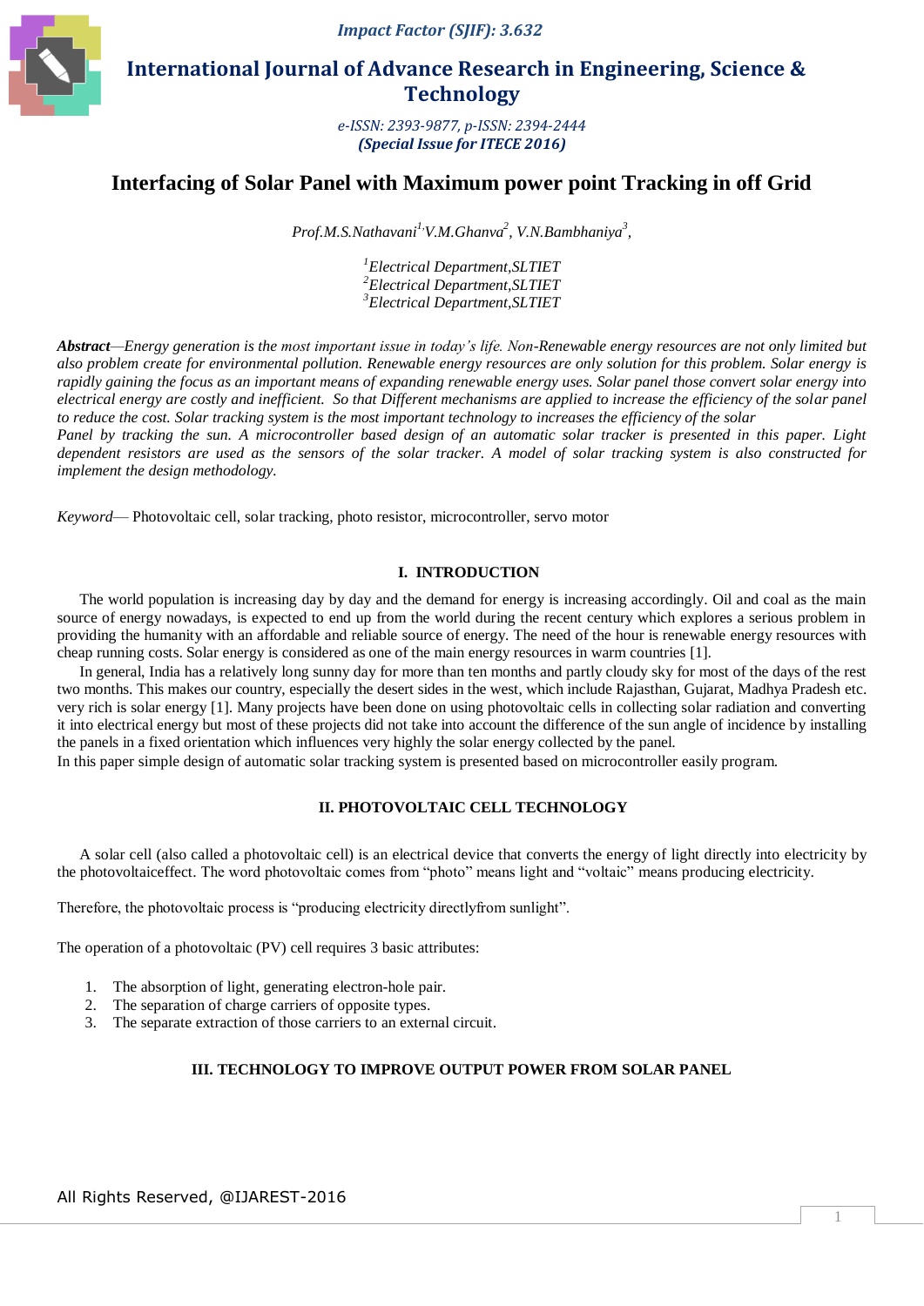# Interfacing of Solar Panel with Maximum power point Tracking in off Grid

*Prof.M.S.Nathavani[1], V.M.Ghanva[2], V.N.Bambhaniya[3],*

*[1]Electrical Department,SLTIET*
*[2]Electrical Department,SLTIET*
*[3]Electrical Department,SLTIET*

***Abstract****—Energy generation is the most important issue in today's life. Non-Renewable energy resources are not only limited but also problem create for environmental pollution. Renewable energy resources are only solution for this problem. Solar energy is rapidly gaining the focus as an important means of expanding renewable energy uses. Solar panel those convert solar energy into electrical energy are costly and inefficient. So that Different mechanisms are applied to increase the efficiency of the solar panel to reduce the cost. Solar tracking system is the most important technology to increases the efficiency of the solar Panel by tracking the sun. A microcontroller based design of an automatic solar tracker is presented in this paper. Light dependent resistors are used as the sensors of the solar tracker. A model of solar tracking system is also constructed for implement the design methodology.*

*Keyword*— Photovoltaic cell, solar tracking, photo resistor, microcontroller, servo motor

## I. INTRODUCTION

The world population is increasing day by day and the demand for energy is increasing accordingly. Oil and coal as the main source of energy nowadays, is expected to end up from the world during the recent century which explores a serious problem in providing the humanity with an affordable and reliable source of energy. The need of the hour is renewable energy resources with cheap running costs. Solar energy is considered as one of the main energy resources in warm countries [1].

In general, India has a relatively long sunny day for more than ten months and partly cloudy sky for most of the days of the rest two months. This makes our country, especially the desert sides in the west, which include Rajasthan, Gujarat, Madhya Pradesh etc. very rich is solar energy [1]. Many projects have been done on using photovoltaic cells in collecting solar radiation and converting it into electrical energy but most of these projects did not take into account the difference of the sun angle of incidence by installing the panels in a fixed orientation which influences very highly the solar energy collected by the panel.

In this paper simple design of automatic solar tracking system is presented based on microcontroller easily program.

## II. PHOTOVOLTAIC CELL TECHNOLOGY

A solar cell (also called a photovoltaic cell) is an electrical device that converts the energy of light directly into electricity by the photovoltaiceffect. The word photovoltaic comes from "photo" means light and "voltaic" means producing electricity.

Therefore, the photovoltaic process is "producing electricity directlyfrom sunlight".

The operation of a photovoltaic (PV) cell requires 3 basic attributes:

1. The absorption of light, generating electron-hole pair.
2. The separation of charge carriers of opposite types.
3. The separate extraction of those carriers to an external circuit.

## III. TECHNOLOGY TO IMPROVE OUTPUT POWER FROM SOLAR PANEL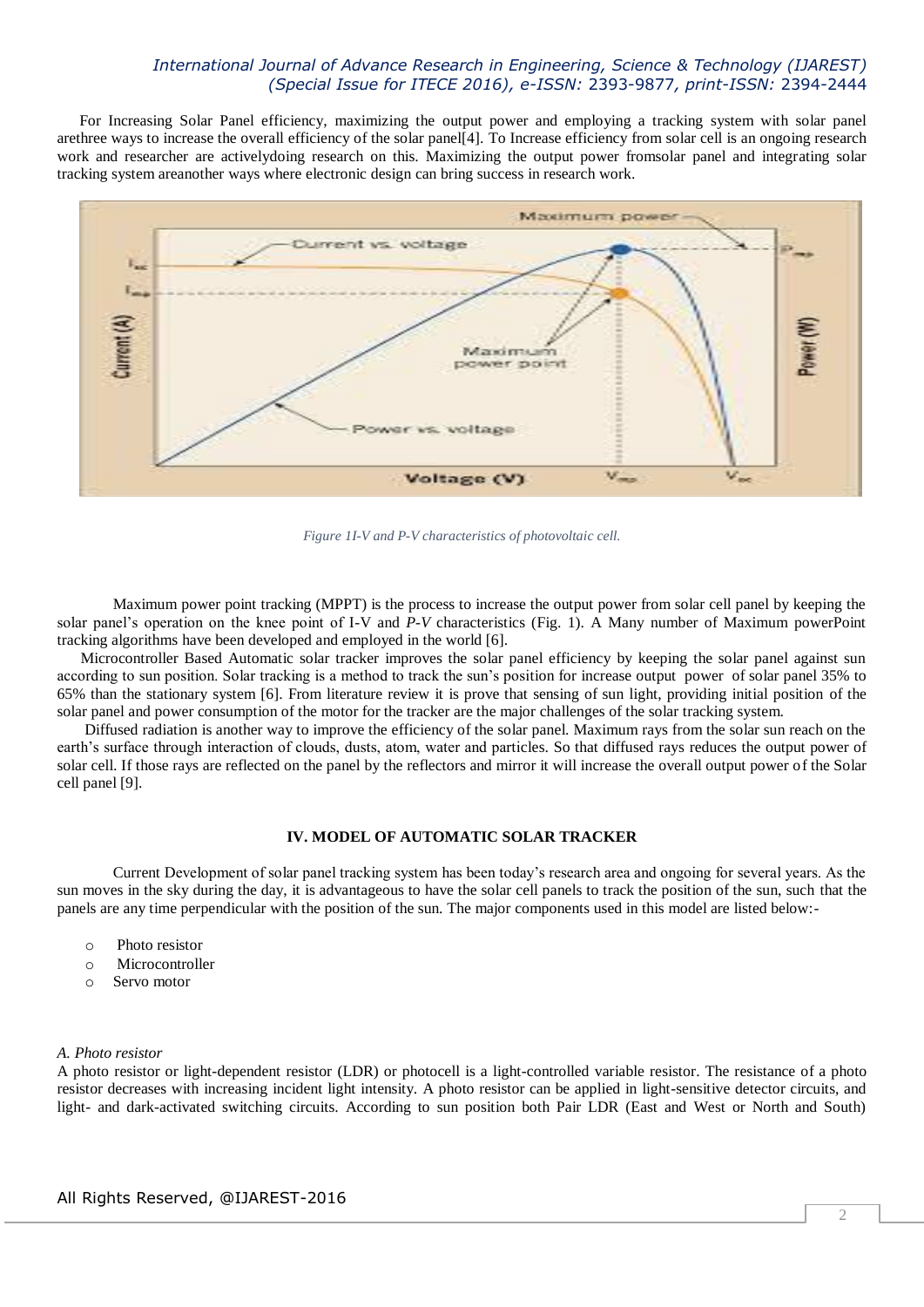For Increasing Solar Panel efficiency, maximizing the output power and employing a tracking system with solar panel arethree ways to increase the overall efficiency of the solar panel[4]. To Increase efficiency from solar cell is an ongoing research work and researcher are activelydoing research on this. Maximizing the output power fromsolar panel and integrating solar tracking system areanother ways where electronic design can bring success in research work.

*Figure 1I-V and P-V characteristics of photovoltaic cell.*

Maximum power point tracking (MPPT) is the process to increase the output power from solar cell panel by keeping the solar panel's operation on the knee point of I-V and *P-V* characteristics (Fig. 1). A Many number of Maximum powerPoint tracking algorithms have been developed and employed in the world [6].

Microcontroller Based Automatic solar tracker improves the solar panel efficiency by keeping the solar panel against sun according to sun position. Solar tracking is a method to track the sun's position for increase output power of solar panel 35% to 65% than the stationary system [6]. From literature review it is prove that sensing of sun light, providing initial position of the solar panel and power consumption of the motor for the tracker are the major challenges of the solar tracking system.

Diffused radiation is another way to improve the efficiency of the solar panel. Maximum rays from the solar sun reach on the earth's surface through interaction of clouds, dusts, atom, water and particles. So that diffused rays reduces the output power of solar cell. If those rays are reflected on the panel by the reflectors and mirror it will increase the overall output power of the Solar cell panel [9].

## IV. MODEL OF AUTOMATIC SOLAR TRACKER

Current Development of solar panel tracking system has been today's research area and ongoing for several years. As the sun moves in the sky during the day, it is advantageous to have the solar cell panels to track the position of the sun, such that the panels are any time perpendicular with the position of the sun. The major components used in this model are listed below:-

- Photo resistor
- Microcontroller
- Servo motor

### *A. Photo resistor*

A photo resistor or light-dependent resistor (LDR) or photocell is a light-controlled variable resistor. The resistance of a photo resistor decreases with increasing incident light intensity. A photo resistor can be applied in light-sensitive detector circuits, and light- and dark-activated switching circuits. According to sun position both Pair LDR (East and West or North and South)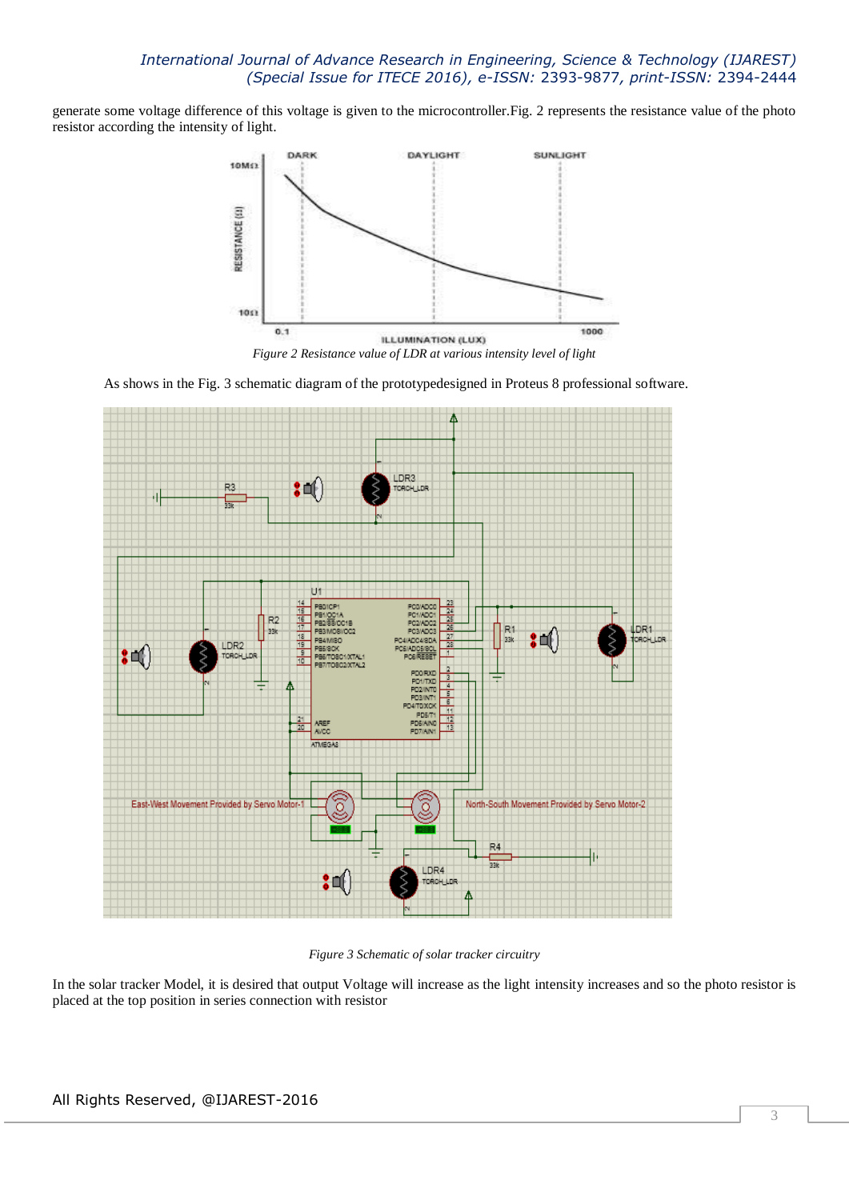generate some voltage difference of this voltage is given to the microcontroller.Fig. 2 represents the resistance value of the photo resistor according the intensity of light.

*Figure 2 Resistance value of LDR at various intensity level of light*

As shows in the Fig. 3 schematic diagram of the prototypedesigned in Proteus 8 professional software.

*Figure 3 Schematic of solar tracker circuitry*

In the solar tracker Model, it is desired that output Voltage will increase as the light intensity increases and so the photo resistor is placed at the top position in series connection with resistor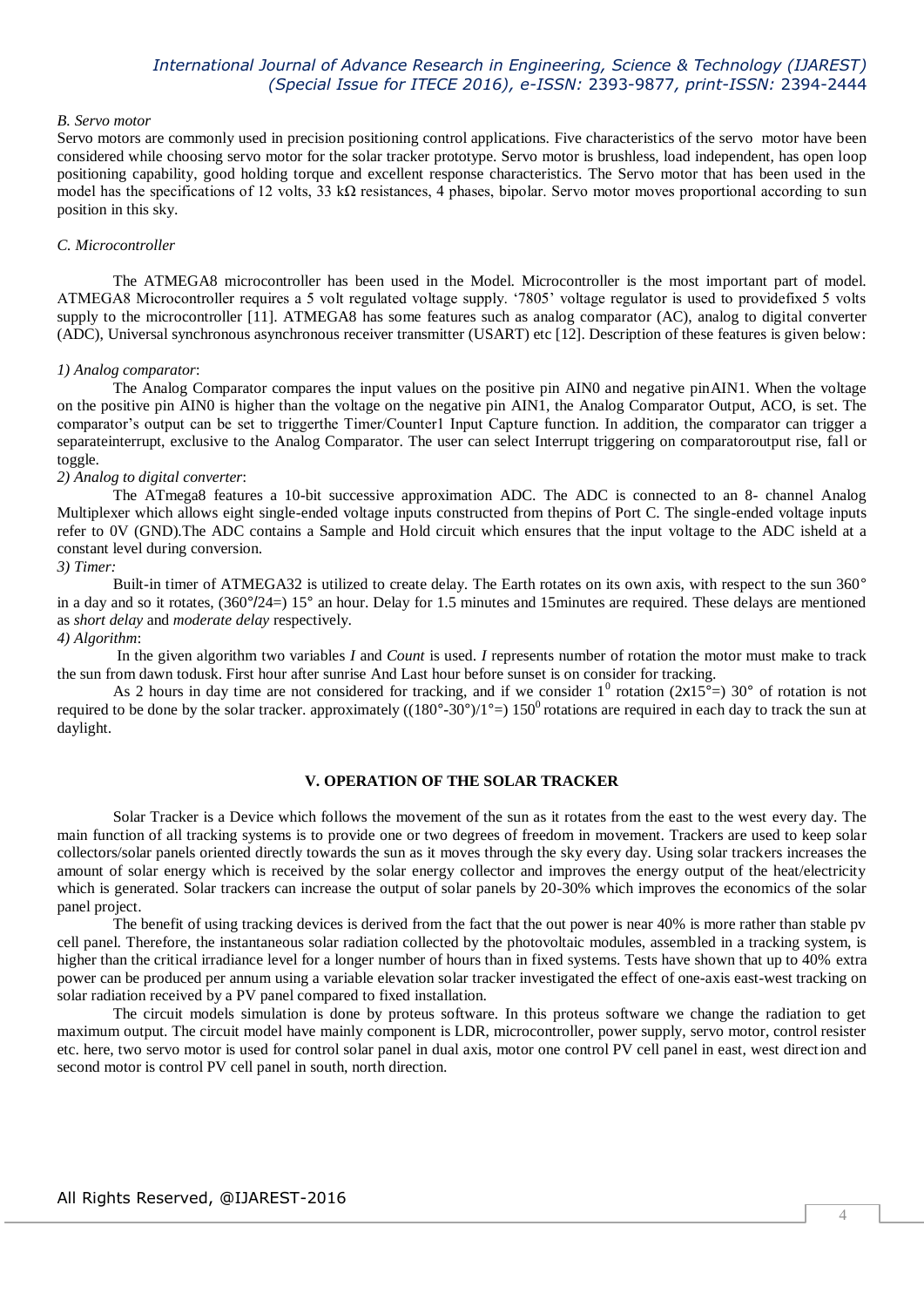*B. Servo motor*

Servo motors are commonly used in precision positioning control applications. Five characteristics of the servo motor have been considered while choosing servo motor for the solar tracker prototype. Servo motor is brushless, load independent, has open loop positioning capability, good holding torque and excellent response characteristics. The Servo motor that has been used in the model has the specifications of 12 volts, 33 kΩ resistances, 4 phases, bipolar. Servo motor moves proportional according to sun position in this sky.

*C. Microcontroller*

The ATMEGA8 microcontroller has been used in the Model. Microcontroller is the most important part of model. ATMEGA8 Microcontroller requires a 5 volt regulated voltage supply. '7805' voltage regulator is used to providefixed 5 volts supply to the microcontroller [11]. ATMEGA8 has some features such as analog comparator (AC), analog to digital converter (ADC), Universal synchronous asynchronous receiver transmitter (USART) etc [12]. Description of these features is given below:

*1) Analog comparator*:

The Analog Comparator compares the input values on the positive pin AIN0 and negative pinAIN1. When the voltage on the positive pin AIN0 is higher than the voltage on the negative pin AIN1, the Analog Comparator Output, ACO, is set. The comparator's output can be set to triggerthe Timer/Counter1 Input Capture function. In addition, the comparator can trigger a separateinterrupt, exclusive to the Analog Comparator. The user can select Interrupt triggering on comparatoroutput rise, fall or toggle.

*2) Analog to digital converter*:

The ATmega8 features a 10-bit successive approximation ADC. The ADC is connected to an 8- channel Analog Multiplexer which allows eight single-ended voltage inputs constructed from thepins of Port C. The single-ended voltage inputs refer to 0V (GND).The ADC contains a Sample and Hold circuit which ensures that the input voltage to the ADC isheld at a constant level during conversion.

*3) Timer:*

Built-in timer of ATMEGA32 is utilized to create delay. The Earth rotates on its own axis, with respect to the sun 360° in a day and so it rotates, (360°/24=) 15° an hour. Delay for 1.5 minutes and 15minutes are required. These delays are mentioned as *short delay* and *moderate delay* respectively.

*4) Algorithm*:

In the given algorithm two variables *I* and *Count* is used. *I* represents number of rotation the motor must make to track the sun from dawn todusk. First hour after sunrise And Last hour before sunset is on consider for tracking.

As 2 hours in day time are not considered for tracking, and if we consider $1^0$ rotation (2x15°=) 30° of rotation is not required to be done by the solar tracker. approximately ((180°-30°)/1°=) $150^0$ rotations are required in each day to track the sun at daylight.

## V. OPERATION OF THE SOLAR TRACKER

Solar Tracker is a Device which follows the movement of the sun as it rotates from the east to the west every day. The main function of all tracking systems is to provide one or two degrees of freedom in movement. Trackers are used to keep solar collectors/solar panels oriented directly towards the sun as it moves through the sky every day. Using solar trackers increases the amount of solar energy which is received by the solar energy collector and improves the energy output of the heat/electricity which is generated. Solar trackers can increase the output of solar panels by 20-30% which improves the economics of the solar panel project.

The benefit of using tracking devices is derived from the fact that the out power is near 40% is more rather than stable pv cell panel. Therefore, the instantaneous solar radiation collected by the photovoltaic modules, assembled in a tracking system, is higher than the critical irradiance level for a longer number of hours than in fixed systems. Tests have shown that up to 40% extra power can be produced per annum using a variable elevation solar tracker investigated the effect of one-axis east-west tracking on solar radiation received by a PV panel compared to fixed installation.

The circuit models simulation is done by proteus software. In this proteus software we change the radiation to get maximum output. The circuit model have mainly component is LDR, microcontroller, power supply, servo motor, control resister etc. here, two servo motor is used for control solar panel in dual axis, motor one control PV cell panel in east, west direction and second motor is control PV cell panel in south, north direction.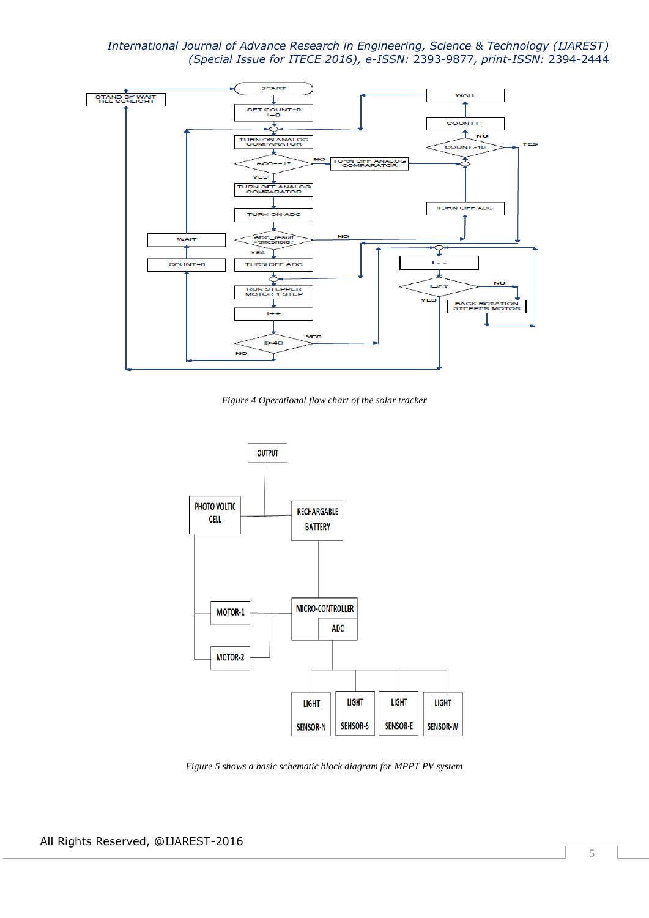Figure 4 Operational flow chart of the solar tracker

Figure 5 shows a basic schematic block diagram for MPPT PV system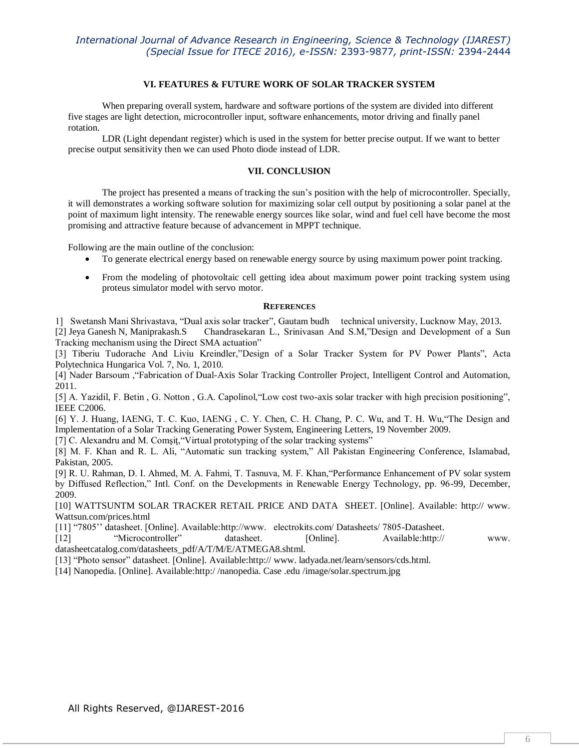## VI. FEATURES & FUTURE WORK OF SOLAR TRACKER SYSTEM

When preparing overall system, hardware and software portions of the system are divided into different five stages are light detection, microcontroller input, software enhancements, motor driving and finally panel rotation.

LDR (Light dependant register) which is used in the system for better precise output. If we want to better precise output sensitivity then we can used Photo diode instead of LDR.

## VII. CONCLUSION

The project has presented a means of tracking the sun's position with the help of microcontroller. Specially, it will demonstrates a working software solution for maximizing solar cell output by positioning a solar panel at the point of maximum light intensity. The renewable energy sources like solar, wind and fuel cell have become the most promising and attractive feature because of advancement in MPPT technique.

Following are the main outline of the conclusion:

- To generate electrical energy based on renewable energy source by using maximum power point tracking.
- From the modeling of photovoltaic cell getting idea about maximum power point tracking system using proteus simulator model with servo motor.

## REFERENCES

1] Swetansh Mani Shrivastava, "Dual axis solar tracker", Gautam budh technical university, Lucknow May, 2013.

[2] Jeya Ganesh N, Maniprakash.S Chandrasekaran L., Srinivasan And S.M,"Design and Development of a Sun Tracking mechanism using the Direct SMA actuation"

[3] Tiberiu Tudorache And Liviu Kreindler,"Design of a Solar Tracker System for PV Power Plants", Acta Polytechnica Hungarica Vol. 7, No. 1, 2010.

[4] Nader Barsoum ,"Fabrication of Dual-Axis Solar Tracking Controller Project, Intelligent Control and Automation, 2011.

[5] A. Yazidil, F. Betin , G. Notton , G.A. Capolinol,"Low cost two-axis solar tracker with high precision positioning", IEEE C2006.

[6] Y. J. Huang, IAENG, T. C. Kuo, IAENG , C. Y. Chen, C. H. Chang, P. C. Wu, and T. H. Wu,"The Design and Implementation of a Solar Tracking Generating Power System, Engineering Letters, 19 November 2009.

[7] C. Alexandru and M. Comşiţ,"Virtual prototyping of the solar tracking systems"

[8] M. F. Khan and R. L. Ali, "Automatic sun tracking system," All Pakistan Engineering Conference, Islamabad, Pakistan, 2005.

[9] R. U. Rahman, D. I. Ahmed, M. A. Fahmi, T. Tasnuva, M. F. Khan,"Performance Enhancement of PV solar system by Diffused Reflection," Intl. Conf. on the Developments in Renewable Energy Technology, pp. 96-99, December, 2009.

[10] WATTSUNTM SOLAR TRACKER RETAIL PRICE AND DATA SHEET. [Online]. Available: http:// www. Wattsun.com/prices.html

[11] "7805'' datasheet. [Online]. Available:http://www. electrokits.com/ Datasheets/ 7805-Datasheet.

[12] "Microcontroller" datasheet. [Online]. Available:http:// www. datasheetcatalog.com/datasheets_pdf/A/T/M/E/ATMEGA8.shtml.

[13] "Photo sensor" datasheet. [Online]. Available:http:// www. ladyada.net/learn/sensors/cds.html.

[14] Nanopedia. [Online]. Available:http:/ /nanopedia. Case .edu /image/solar.spectrum.jpg